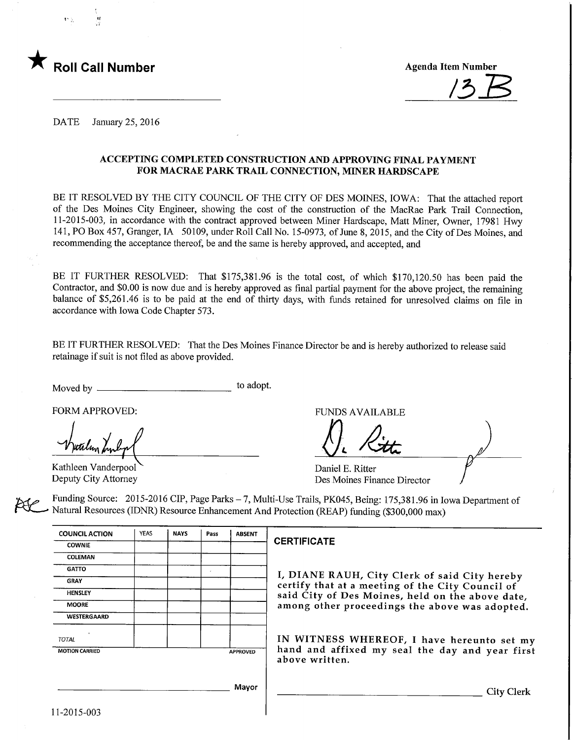★ **Roll Call Number**

**Agenda Item Number**

13B

DATE January 25, 2016

**ACCEPTING COMPLETED CONSTRUCTION AND APPROVING FINAL PAYMENT FOR MACRAE PARK TRAIL CONNECTION, MINER HARDSCAPE**

BE IT RESOLVED BY THE CITY COUNCIL OF THE CITY OF DES MOINES, IOWA: That the attached report of the Des Moines City Engineer, showing the cost of the construction of the MacRae Park Trail Connection, 11-2015-003, in accordance with the contract approved between Miner Hardscape, Matt Miner, Owner, 17981 Hwy 141, PO Box 457, Granger, IA 50109, under Roll Call No. 15-0973, of June 8, 2015, and the City of Des Moines, and recommending the acceptance thereof, be and the same is hereby approved, and accepted, and

BE IT FURTHER RESOLVED: That $175,381.96 is the total cost, of which $170,120.50 has been paid the Contractor, and $0.00 is now due and is hereby approved as final partial payment for the above project, the remaining balance of $5,261.46 is to be paid at the end of thirty days, with funds retained for unresolved claims on file in accordance with Iowa Code Chapter 573.

BE IT FURTHER RESOLVED: That the Des Moines Finance Director be and is hereby authorized to release said retainage if suit is not filed as above provided.

Moved by ________________________ to adopt.

FORM APPROVED:

Kathleen Vanderpool
Deputy City Attorney

FUNDS AVAILABLE

Daniel E. Ritter
Des Moines Finance Director

Funding Source: 2015-2016 CIP, Page Parks – 7, Multi-Use Trails, PK045, Being: 175,381.96 in Iowa Department of Natural Resources (IDNR) Resource Enhancement And Protection (REAP) funding ($300,000 max)

| COUNCIL ACTION | YEAS | NAYS | Pass | ABSENT |
|---|---|---|---|---|
| COWNIE | | | | |
| COLEMAN | | | | |
| GATTO | | | | |
| GRAY | | | | |
| HENSLEY | | | | |
| MOORE | | | | |
| WESTERGAARD | | | | |
| TOTAL | | | | |
| MOTION CARRIED | | | | APPROVED |

________________________ Mayor

**CERTIFICATE**

I, DIANE RAUH, City Clerk of said City hereby certify that at a meeting of the City Council of said City of Des Moines, held on the above date, among other proceedings the above was adopted.

IN WITNESS WHEREOF, I have hereunto set my hand and affixed my seal the day and year first above written.

________________________ City Clerk

11-2015-003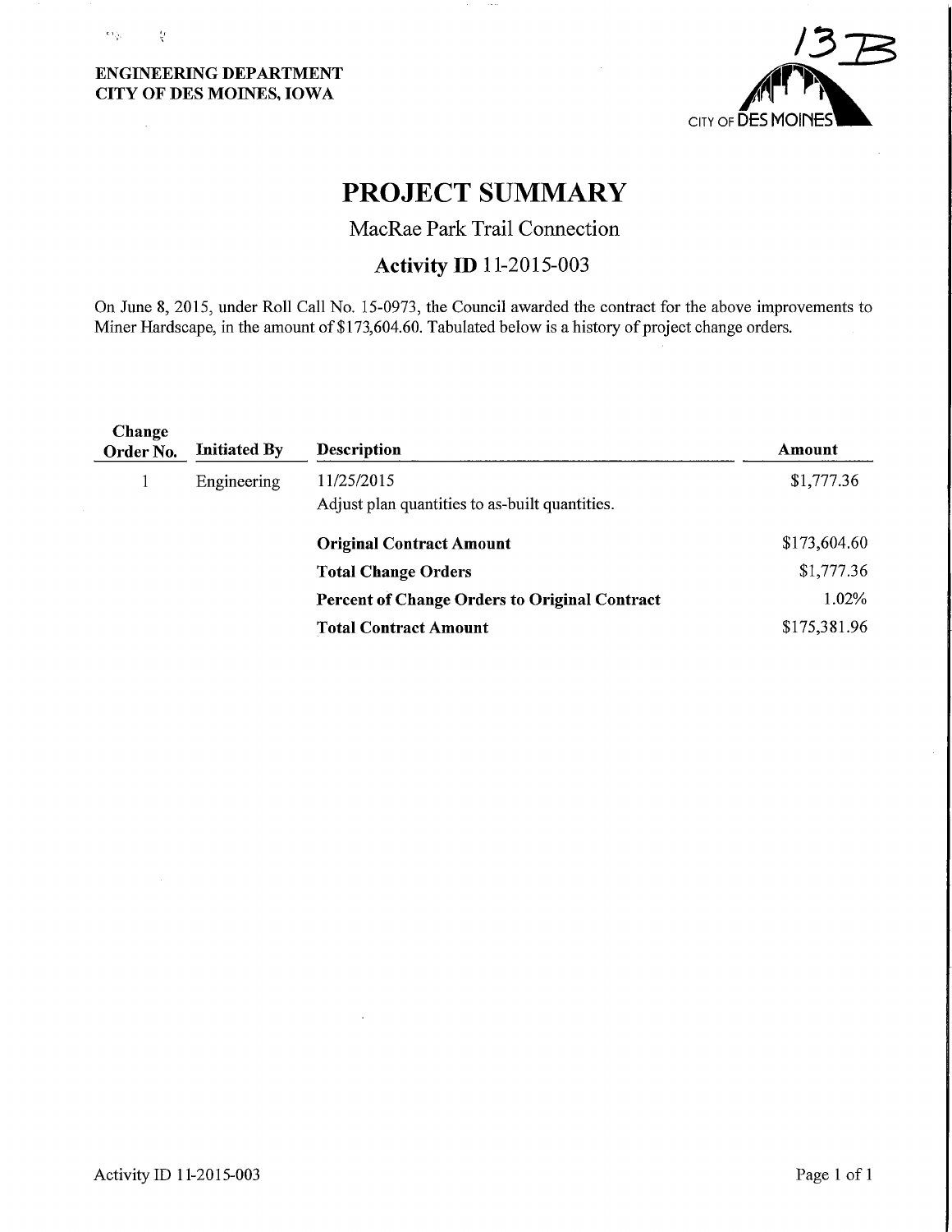**ENGINEERING DEPARTMENT**
**CITY OF DES MOINES, IOWA**

13B

CITY OF DES MOINES

# PROJECT SUMMARY

## MacRae Park Trail Connection

### Activity ID 11-2015-003

On June 8, 2015, under Roll Call No. 15-0973, the Council awarded the contract for the above improvements to Miner Hardscape, in the amount of $173,604.60. Tabulated below is a history of project change orders.

| Change Order No. | Initiated By | Description | Amount |
|---|---|---|---|
| 1 | Engineering | 11/25/2015<br>Adjust plan quantities to as-built quantities. | $1,777.36 |
| | | **Original Contract Amount** | $173,604.60 |
| | | **Total Change Orders** | $1,777.36 |
| | | **Percent of Change Orders to Original Contract** | 1.02% |
| | | **Total Contract Amount** | $175,381.96 |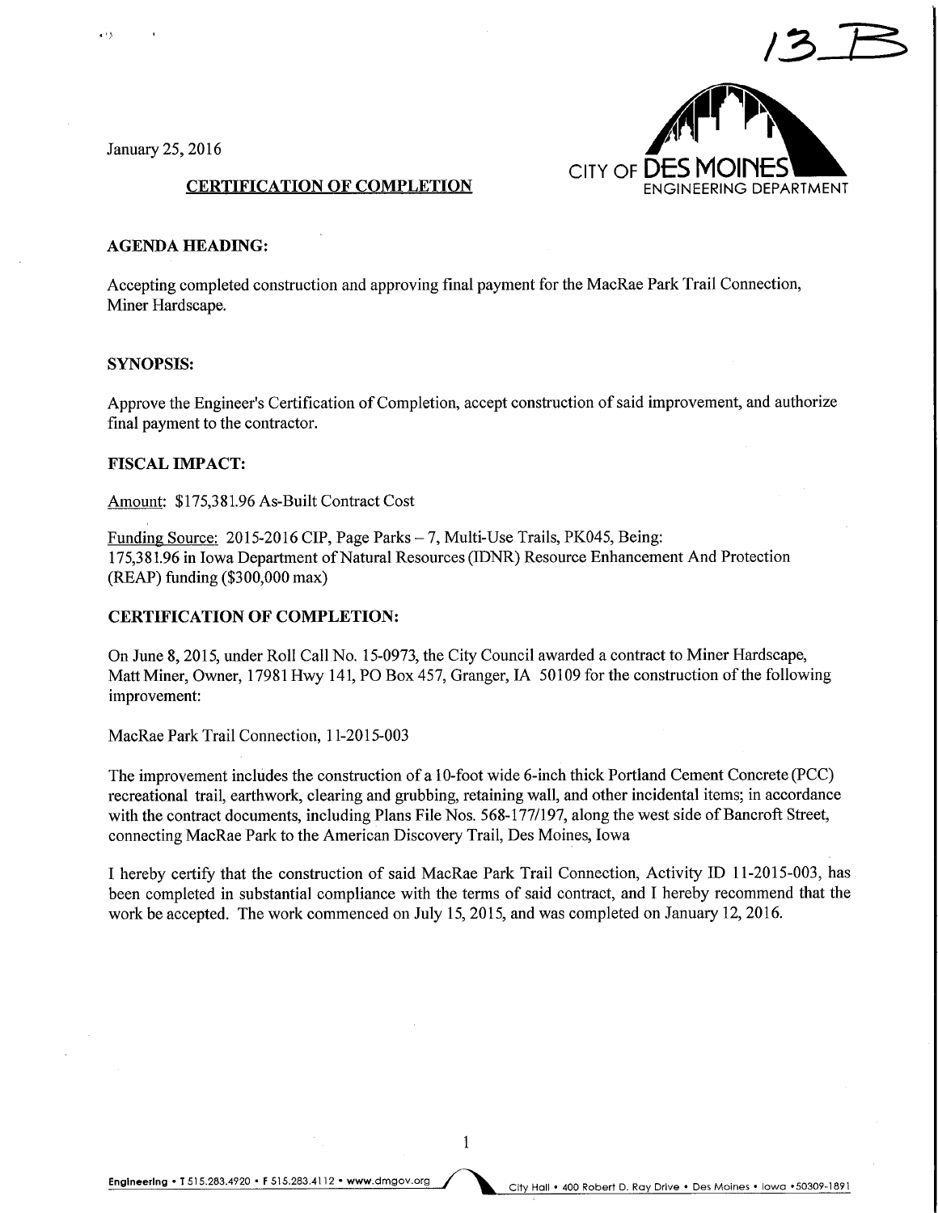13 B

January 25, 2016

CITY OF DES MOINES
ENGINEERING DEPARTMENT

**CERTIFICATION OF COMPLETION**

**AGENDA HEADING:**

Accepting completed construction and approving final payment for the MacRae Park Trail Connection, Miner Hardscape.

**SYNOPSIS:**

Approve the Engineer's Certification of Completion, accept construction of said improvement, and authorize final payment to the contractor.

**FISCAL IMPACT:**

Amount: $175,381.96 As-Built Contract Cost

Funding Source: 2015-2016 CIP, Page Parks – 7, Multi-Use Trails, PK045, Being:
175,381.96 in Iowa Department of Natural Resources (IDNR) Resource Enhancement And Protection (REAP) funding ($300,000 max)

**CERTIFICATION OF COMPLETION:**

On June 8, 2015, under Roll Call No. 15-0973, the City Council awarded a contract to Miner Hardscape, Matt Miner, Owner, 17981 Hwy 141, PO Box 457, Granger, IA 50109 for the construction of the following improvement:

MacRae Park Trail Connection, 11-2015-003

The improvement includes the construction of a 10-foot wide 6-inch thick Portland Cement Concrete (PCC) recreational trail, earthwork, clearing and grubbing, retaining wall, and other incidental items; in accordance with the contract documents, including Plans File Nos. 568-177/197, along the west side of Bancroft Street, connecting MacRae Park to the American Discovery Trail, Des Moines, Iowa

I hereby certify that the construction of said MacRae Park Trail Connection, Activity ID 11-2015-003, has been completed in substantial compliance with the terms of said contract, and I hereby recommend that the work be accepted. The work commenced on July 15, 2015, and was completed on January 12, 2016.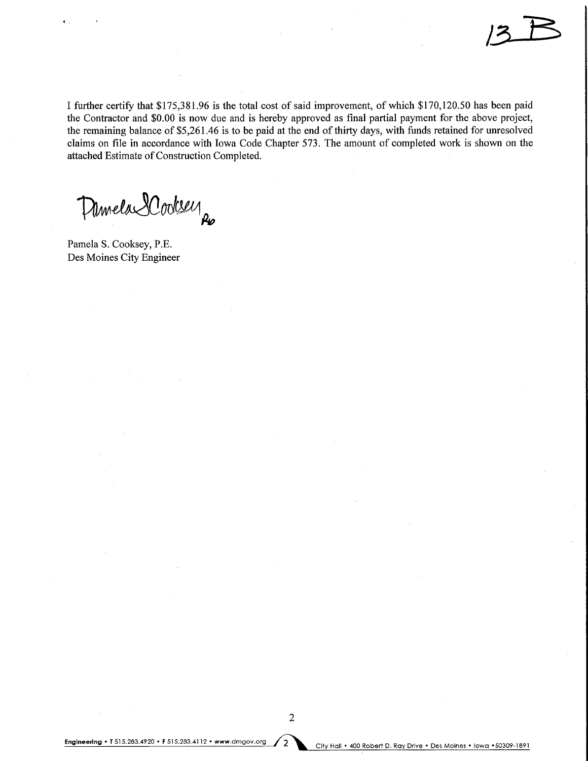13B

I further certify that $175,381.96 is the total cost of said improvement, of which $170,120.50 has been paid the Contractor and $0.00 is now due and is hereby approved as final partial payment for the above project, the remaining balance of $5,261.46 is to be paid at the end of thirty days, with funds retained for unresolved claims on file in accordance with Iowa Code Chapter 573. The amount of completed work is shown on the attached Estimate of Construction Completed.

Pamela S Cooksey

Pamela S. Cooksey, P.E.
Des Moines City Engineer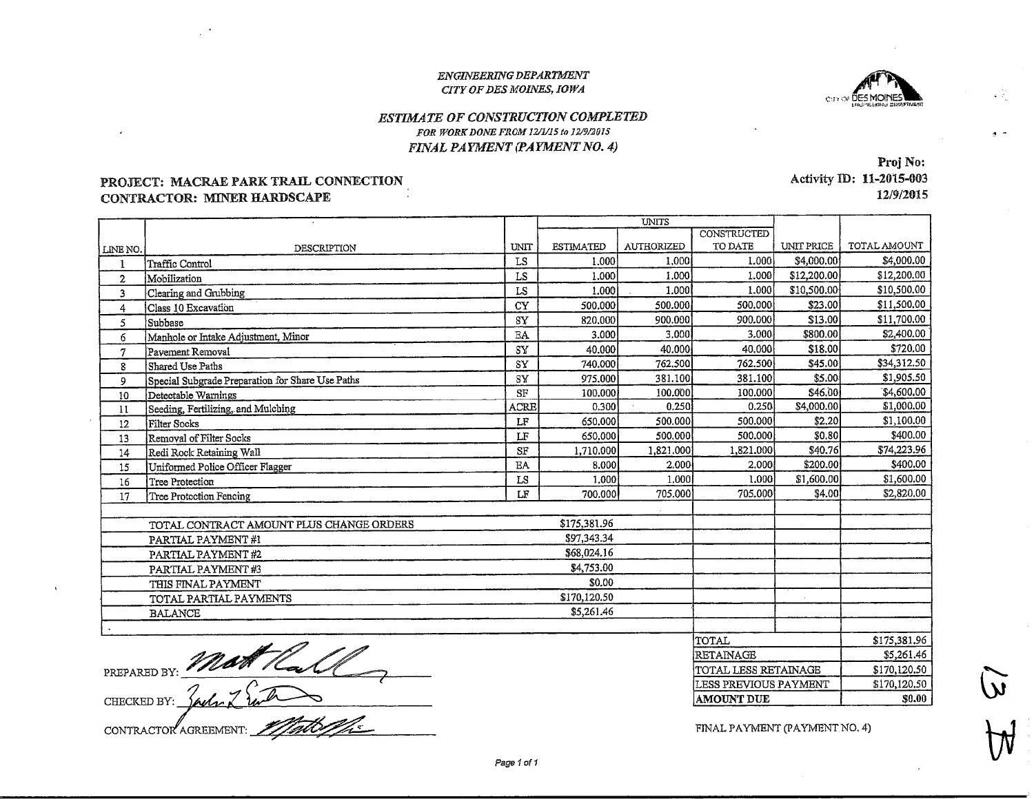*ENGINEERING DEPARTMENT*
*CITY OF DES MOINES, IOWA*

## *ESTIMATE OF CONSTRUCTION COMPLETED*

*FOR WORK DONE FROM 12/1/15 to 12/9/2015*

*FINAL PAYMENT (PAYMENT NO. 4)*

**PROJECT: MACRAE PARK TRAIL CONNECTION**
**CONTRACTOR: MINER HARDSCAPE**

**Proj No:**
**Activity ID: 11-2015-003**
**12/9/2015**

| LINE NO. | DESCRIPTION | UNIT | UNITS ESTIMATED | UNITS AUTHORIZED | UNITS CONSTRUCTED TO DATE | UNIT PRICE | TOTAL AMOUNT |
|---|---|---|---|---|---|---|---|
| 1 | Traffic Control | LS | 1.000 | 1.000 | 1.000 | $4,000.00 | $4,000.00 |
| 2 | Mobilization | LS | 1.000 | 1.000 | 1.000 | $12,200.00 | $12,200.00 |
| 3 | Clearing and Grubbing | LS | 1.000 | 1.000 | 1.000 | $10,500.00 | $10,500.00 |
| 4 | Class 10 Excavation | CY | 500.000 | 500.000 | 500.000 | $23.00 | $11,500.00 |
| 5 | Subbase | SY | 820.000 | 900.000 | 900.000 | $13.00 | $11,700.00 |
| 6 | Manhole or Intake Adjustment, Minor | EA | 3.000 | 3.000 | 3.000 | $800.00 | $2,400.00 |
| 7 | Pavement Removal | SY | 40.000 | 40.000 | 40.000 | $18.00 | $720.00 |
| 8 | Shared Use Paths | SY | 740.000 | 762.500 | 762.500 | $45.00 | $34,312.50 |
| 9 | Special Subgrade Preparation for Share Use Paths | SY | 975.000 | 381.100 | 381.100 | $5.00 | $1,905.50 |
| 10 | Detectable Warnings | SF | 100.000 | 100.000 | 100.000 | $46.00 | $4,600.00 |
| 11 | Seeding, Fertilizing, and Mulching | ACRE | 0.300 | 0.250 | 0.250 | $4,000.00 | $1,000.00 |
| 12 | Filter Socks | LF | 650.000 | 500.000 | 500.000 | $2.20 | $1,100.00 |
| 13 | Removal of Filter Socks | LF | 650.000 | 500.000 | 500.000 | $0.80 | $400.00 |
| 14 | Redi Rock Retaining Wall | SF | 1,710.000 | 1,821.000 | 1,821.000 | $40.76 | $74,223.96 |
| 15 | Uniformed Police Officer Flagger | EA | 8.000 | 2.000 | 2.000 | $200.00 | $400.00 |
| 16 | Tree Protection | LS | 1.000 | 1.000 | 1.000 | $1,600.00 | $1,600.00 |
| 17 | Tree Protection Fencing | LF | 700.000 | 705.000 | 705.000 | $4.00 | $2,820.00 |

| | |
|---|---|
| TOTAL CONTRACT AMOUNT PLUS CHANGE ORDERS | $175,381.96 |
| PARTIAL PAYMENT #1 | $97,343.34 |
| PARTIAL PAYMENT #2 | $68,024.16 |
| PARTIAL PAYMENT #3 | $4,753.00 |
| THIS FINAL PAYMENT | $0.00 |
| TOTAL PARTIAL PAYMENTS | $170,120.50 |
| BALANCE | $5,261.46 |

| | |
|---|---|
| TOTAL | $175,381.96 |
| RETAINAGE | $5,261.46 |
| TOTAL LESS RETAINAGE | $170,120.50 |
| LESS PREVIOUS PAYMENT | $170,120.50 |
| **AMOUNT DUE** | **$0.00** |

PREPARED BY: Matt [signature]

CHECKED BY: [signature]

CONTRACTOR AGREEMENT: [signature]

FINAL PAYMENT (PAYMENT NO. 4)